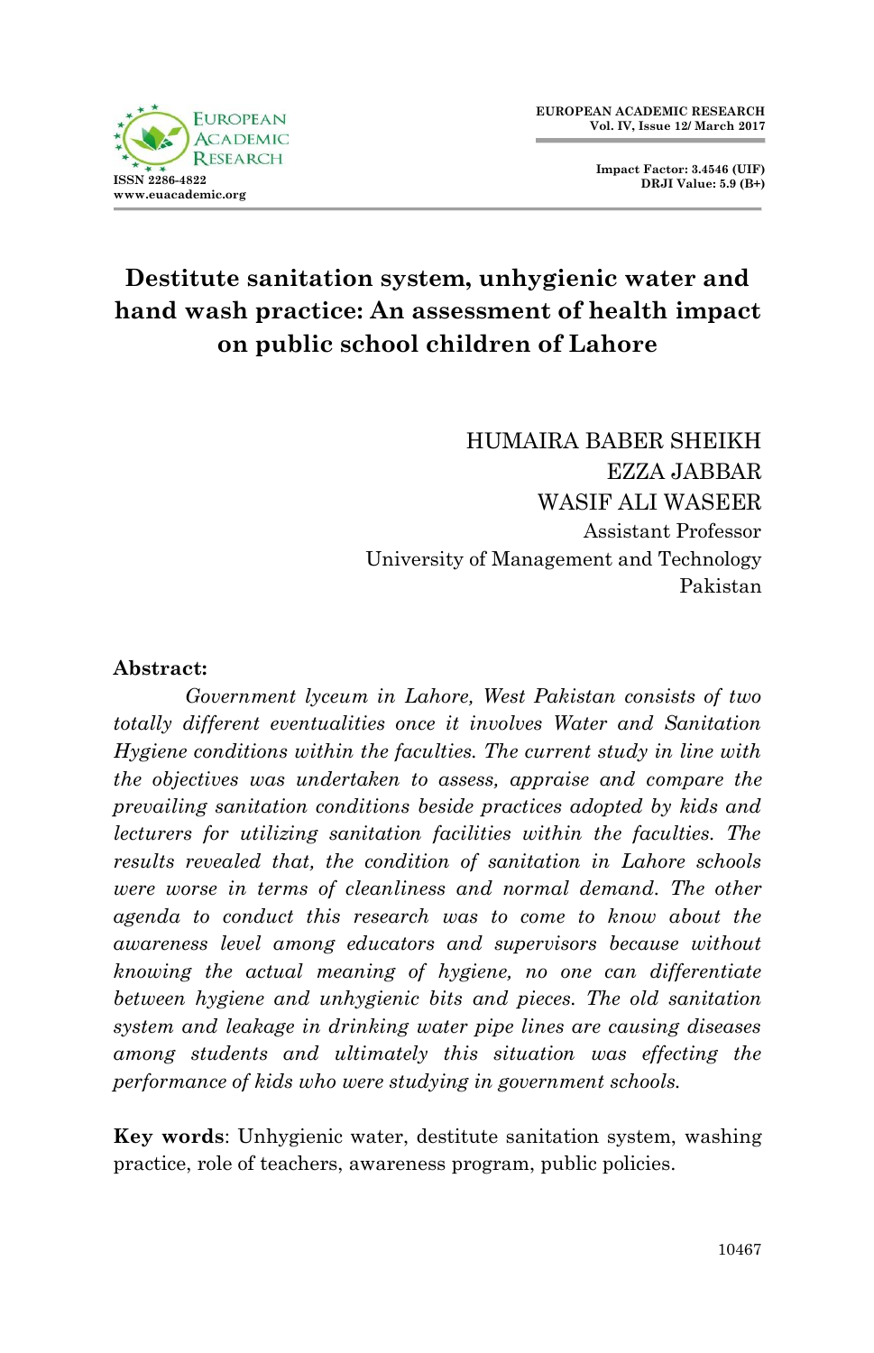# Destitute sanitation system, unhygienic water and hand wash practice: An assessment of health impact on public school children of Lahore

HUMAIRA BABER SHEIKH
EZZA JABBAR
WASIF ALI WASEER
Assistant Professor
University of Management and Technology
Pakistan

**Abstract:**

*Government lyceum in Lahore, West Pakistan consists of two totally different eventualities once it involves Water and Sanitation Hygiene conditions within the faculties. The current study in line with the objectives was undertaken to assess, appraise and compare the prevailing sanitation conditions beside practices adopted by kids and lecturers for utilizing sanitation facilities within the faculties. The results revealed that, the condition of sanitation in Lahore schools were worse in terms of cleanliness and normal demand. The other agenda to conduct this research was to come to know about the awareness level among educators and supervisors because without knowing the actual meaning of hygiene, no one can differentiate between hygiene and unhygienic bits and pieces. The old sanitation system and leakage in drinking water pipe lines are causing diseases among students and ultimately this situation was effecting the performance of kids who were studying in government schools.*

**Key words**: Unhygienic water, destitute sanitation system, washing practice, role of teachers, awareness program, public policies.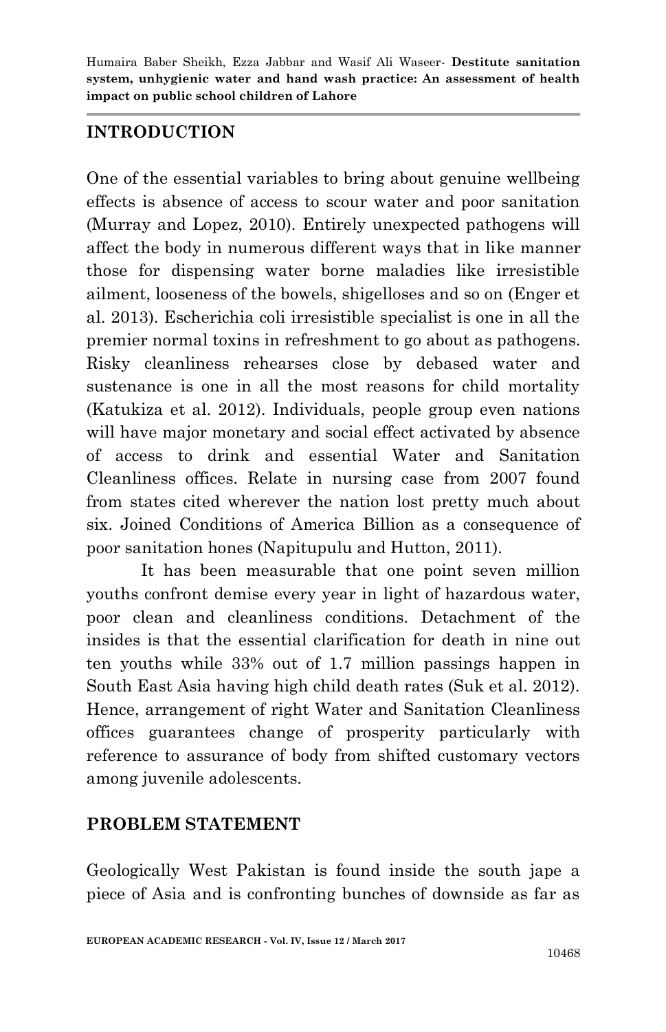## INTRODUCTION

One of the essential variables to bring about genuine wellbeing effects is absence of access to scour water and poor sanitation (Murray and Lopez, 2010). Entirely unexpected pathogens will affect the body in numerous different ways that in like manner those for dispensing water borne maladies like irresistible ailment, looseness of the bowels, shigelloses and so on (Enger et al. 2013). Escherichia coli irresistible specialist is one in all the premier normal toxins in refreshment to go about as pathogens. Risky cleanliness rehearses close by debased water and sustenance is one in all the most reasons for child mortality (Katukiza et al. 2012). Individuals, people group even nations will have major monetary and social effect activated by absence of access to drink and essential Water and Sanitation Cleanliness offices. Relate in nursing case from 2007 found from states cited wherever the nation lost pretty much about six. Joined Conditions of America Billion as a consequence of poor sanitation hones (Napitupulu and Hutton, 2011).

It has been measurable that one point seven million youths confront demise every year in light of hazardous water, poor clean and cleanliness conditions. Detachment of the insides is that the essential clarification for death in nine out ten youths while 33% out of 1.7 million passings happen in South East Asia having high child death rates (Suk et al. 2012). Hence, arrangement of right Water and Sanitation Cleanliness offices guarantees change of prosperity particularly with reference to assurance of body from shifted customary vectors among juvenile adolescents.

## PROBLEM STATEMENT

Geologically West Pakistan is found inside the south jape a piece of Asia and is confronting bunches of downside as far as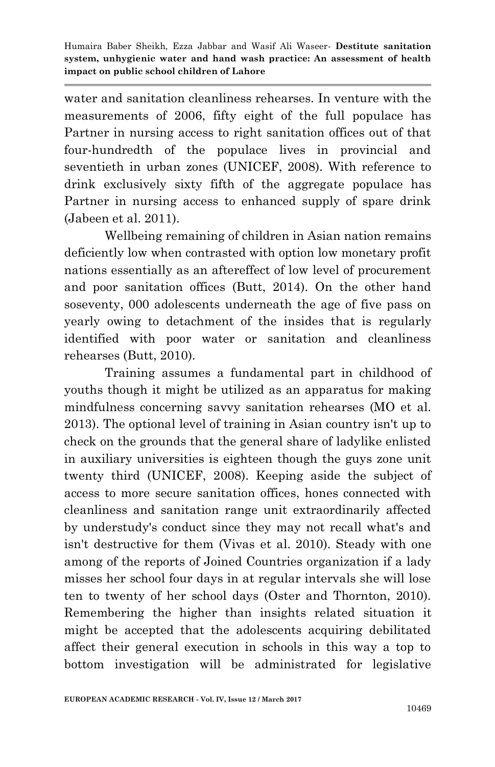water and sanitation cleanliness rehearses. In venture with the measurements of 2006, fifty eight of the full populace has Partner in nursing access to right sanitation offices out of that four-hundredth of the populace lives in provincial and seventieth in urban zones (UNICEF, 2008). With reference to drink exclusively sixty fifth of the aggregate populace has Partner in nursing access to enhanced supply of spare drink (Jabeen et al. 2011).

Wellbeing remaining of children in Asian nation remains deficiently low when contrasted with option low monetary profit nations essentially as an aftereffect of low level of procurement and poor sanitation offices (Butt, 2014). On the other hand soseventy, 000 adolescents underneath the age of five pass on yearly owing to detachment of the insides that is regularly identified with poor water or sanitation and cleanliness rehearses (Butt, 2010).

Training assumes a fundamental part in childhood of youths though it might be utilized as an apparatus for making mindfulness concerning savvy sanitation rehearses (MO et al. 2013). The optional level of training in Asian country isn't up to check on the grounds that the general share of ladylike enlisted in auxiliary universities is eighteen though the guys zone unit twenty third (UNICEF, 2008). Keeping aside the subject of access to more secure sanitation offices, hones connected with cleanliness and sanitation range unit extraordinarily affected by understudy's conduct since they may not recall what's and isn't destructive for them (Vivas et al. 2010). Steady with one among of the reports of Joined Countries organization if a lady misses her school four days in at regular intervals she will lose ten to twenty of her school days (Oster and Thornton, 2010). Remembering the higher than insights related situation it might be accepted that the adolescents acquiring debilitated affect their general execution in schools in this way a top to bottom investigation will be administrated for legislative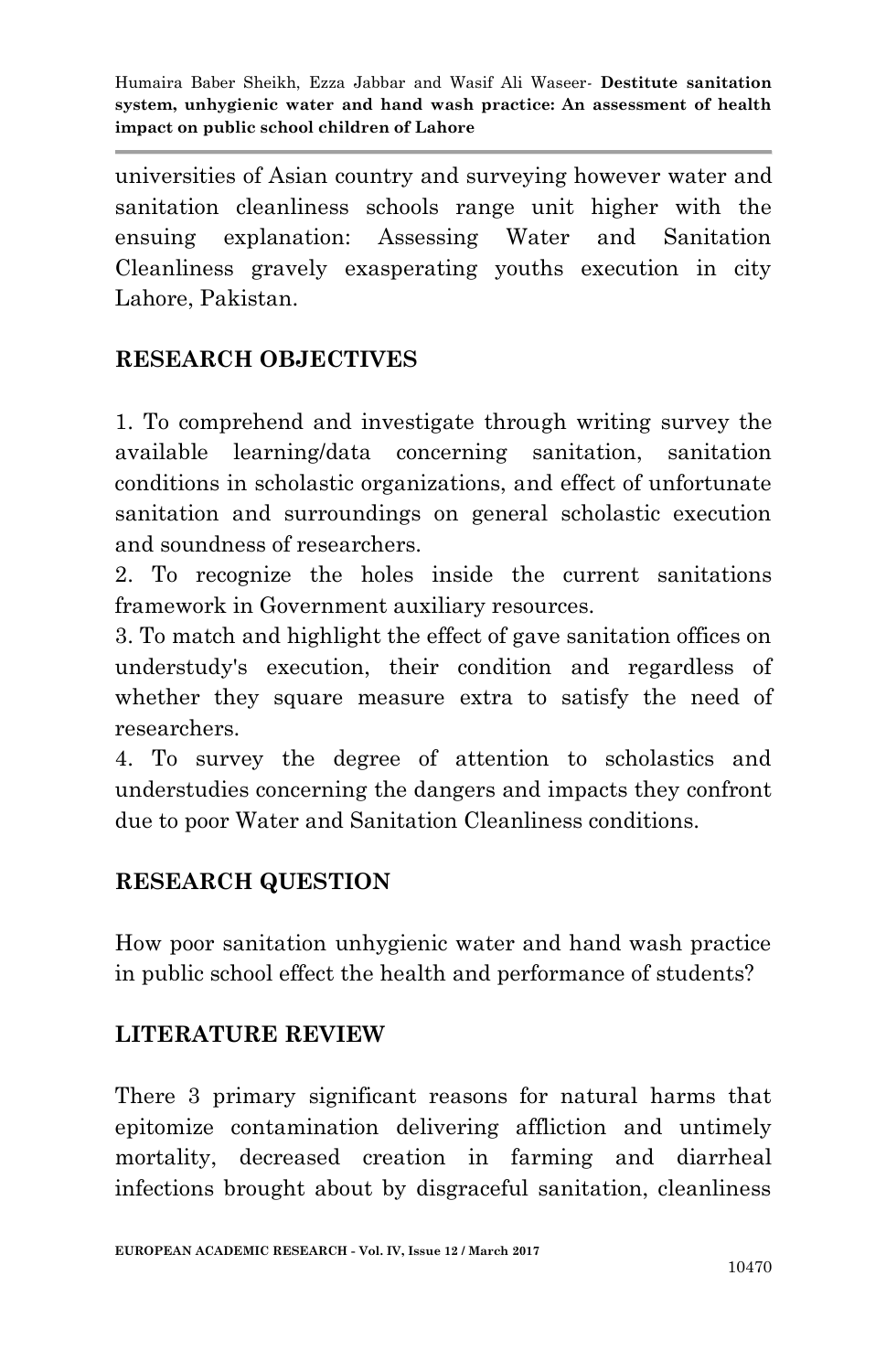universities of Asian country and surveying however water and sanitation cleanliness schools range unit higher with the ensuing explanation: Assessing Water and Sanitation Cleanliness gravely exasperating youths execution in city Lahore, Pakistan.

## RESEARCH OBJECTIVES

1. To comprehend and investigate through writing survey the available learning/data concerning sanitation, sanitation conditions in scholastic organizations, and effect of unfortunate sanitation and surroundings on general scholastic execution and soundness of researchers.
2. To recognize the holes inside the current sanitations framework in Government auxiliary resources.
3. To match and highlight the effect of gave sanitation offices on understudy's execution, their condition and regardless of whether they square measure extra to satisfy the need of researchers.
4. To survey the degree of attention to scholastics and understudies concerning the dangers and impacts they confront due to poor Water and Sanitation Cleanliness conditions.

## RESEARCH QUESTION

How poor sanitation unhygienic water and hand wash practice in public school effect the health and performance of students?

## LITERATURE REVIEW

There 3 primary significant reasons for natural harms that epitomize contamination delivering affliction and untimely mortality, decreased creation in farming and diarrheal infections brought about by disgraceful sanitation, cleanliness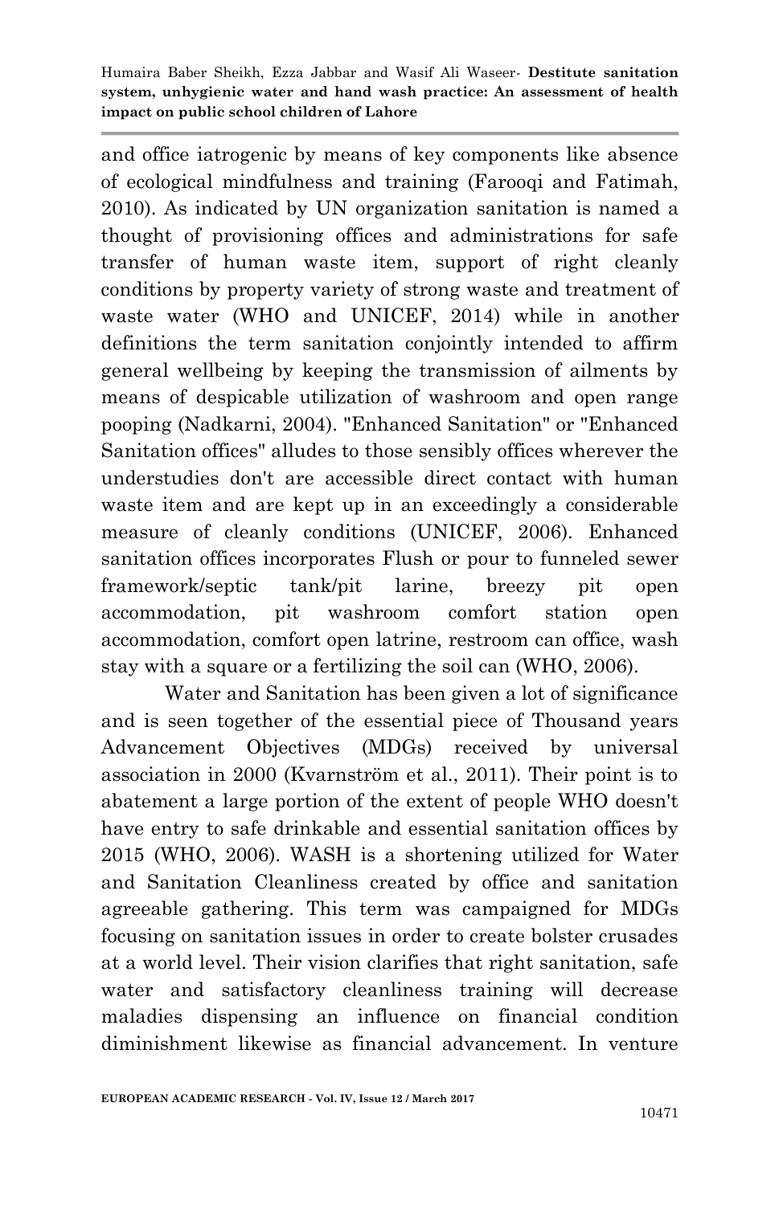and office iatrogenic by means of key components like absence of ecological mindfulness and training (Farooqi and Fatimah, 2010). As indicated by UN organization sanitation is named a thought of provisioning offices and administrations for safe transfer of human waste item, support of right cleanly conditions by property variety of strong waste and treatment of waste water (WHO and UNICEF, 2014) while in another definitions the term sanitation conjointly intended to affirm general wellbeing by keeping the transmission of ailments by means of despicable utilization of washroom and open range pooping (Nadkarni, 2004). "Enhanced Sanitation" or "Enhanced Sanitation offices" alludes to those sensibly offices wherever the understudies don't are accessible direct contact with human waste item and are kept up in an exceedingly a considerable measure of cleanly conditions (UNICEF, 2006). Enhanced sanitation offices incorporates Flush or pour to funneled sewer framework/septic tank/pit larine, breezy pit open accommodation, pit washroom comfort station open accommodation, comfort open latrine, restroom can office, wash stay with a square or a fertilizing the soil can (WHO, 2006).

Water and Sanitation has been given a lot of significance and is seen together of the essential piece of Thousand years Advancement Objectives (MDGs) received by universal association in 2000 (Kvarnström et al., 2011). Their point is to abatement a large portion of the extent of people WHO doesn't have entry to safe drinkable and essential sanitation offices by 2015 (WHO, 2006). WASH is a shortening utilized for Water and Sanitation Cleanliness created by office and sanitation agreeable gathering. This term was campaigned for MDGs focusing on sanitation issues in order to create bolster crusades at a world level. Their vision clarifies that right sanitation, safe water and satisfactory cleanliness training will decrease maladies dispensing an influence on financial condition diminishment likewise as financial advancement. In venture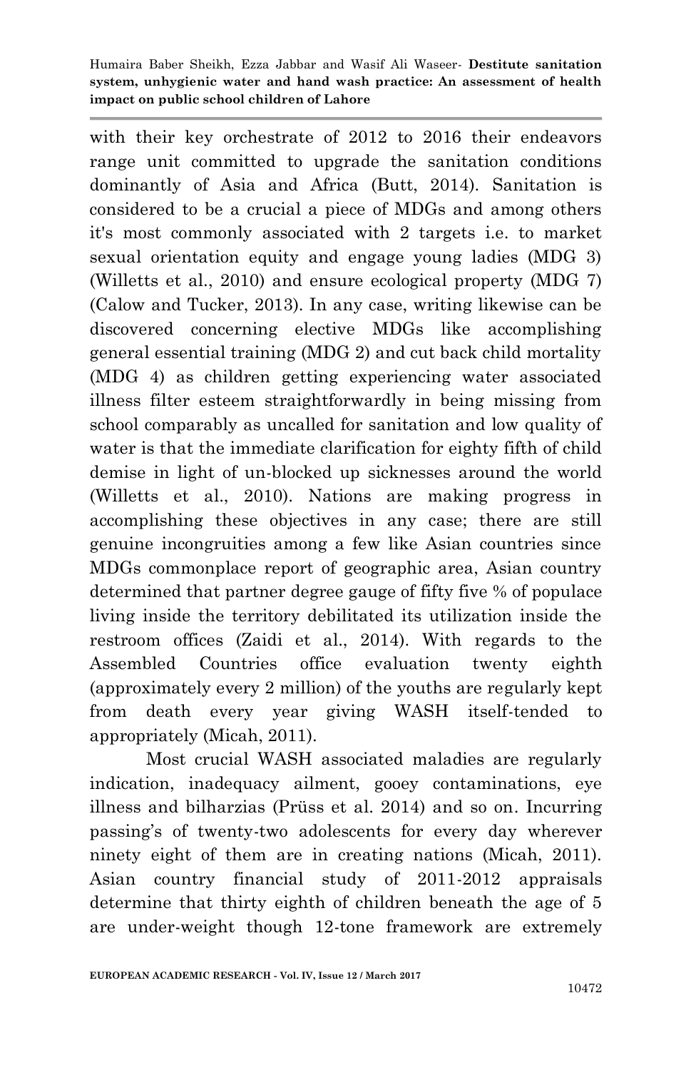with their key orchestrate of 2012 to 2016 their endeavors range unit committed to upgrade the sanitation conditions dominantly of Asia and Africa (Butt, 2014). Sanitation is considered to be a crucial a piece of MDGs and among others it's most commonly associated with 2 targets i.e. to market sexual orientation equity and engage young ladies (MDG 3) (Willetts et al., 2010) and ensure ecological property (MDG 7) (Calow and Tucker, 2013). In any case, writing likewise can be discovered concerning elective MDGs like accomplishing general essential training (MDG 2) and cut back child mortality (MDG 4) as children getting experiencing water associated illness filter esteem straightforwardly in being missing from school comparably as uncalled for sanitation and low quality of water is that the immediate clarification for eighty fifth of child demise in light of un-blocked up sicknesses around the world (Willetts et al., 2010). Nations are making progress in accomplishing these objectives in any case; there are still genuine incongruities among a few like Asian countries since MDGs commonplace report of geographic area, Asian country determined that partner degree gauge of fifty five % of populace living inside the territory debilitated its utilization inside the restroom offices (Zaidi et al., 2014). With regards to the Assembled Countries office evaluation twenty eighth (approximately every 2 million) of the youths are regularly kept from death every year giving WASH itself-tended to appropriately (Micah, 2011).

Most crucial WASH associated maladies are regularly indication, inadequacy ailment, gooey contaminations, eye illness and bilharzias (Prüss et al. 2014) and so on. Incurring passing's of twenty-two adolescents for every day wherever ninety eight of them are in creating nations (Micah, 2011). Asian country financial study of 2011-2012 appraisals determine that thirty eighth of children beneath the age of 5 are under-weight though 12-tone framework are extremely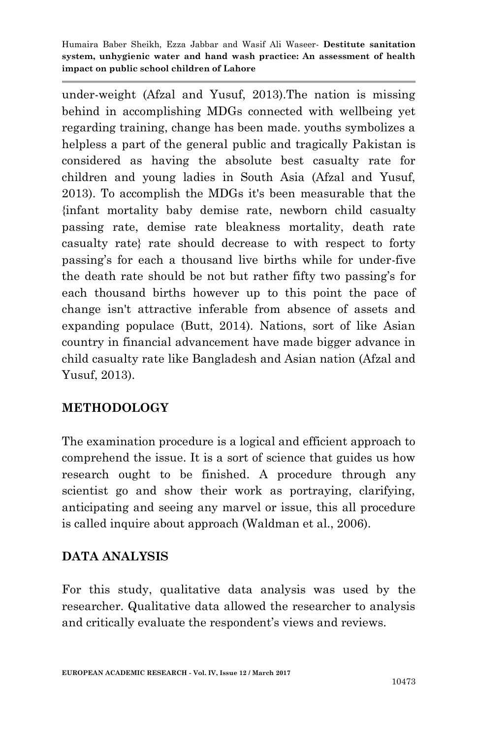under-weight (Afzal and Yusuf, 2013).The nation is missing behind in accomplishing MDGs connected with wellbeing yet regarding training, change has been made. youths symbolizes a helpless a part of the general public and tragically Pakistan is considered as having the absolute best casualty rate for children and young ladies in South Asia (Afzal and Yusuf, 2013). To accomplish the MDGs it's been measurable that the {infant mortality baby demise rate, newborn child casualty passing rate, demise rate bleakness mortality, death rate casualty rate} rate should decrease to with respect to forty passing's for each a thousand live births while for under-five the death rate should be not but rather fifty two passing's for each thousand births however up to this point the pace of change isn't attractive inferable from absence of assets and expanding populace (Butt, 2014). Nations, sort of like Asian country in financial advancement have made bigger advance in child casualty rate like Bangladesh and Asian nation (Afzal and Yusuf, 2013).

## METHODOLOGY

The examination procedure is a logical and efficient approach to comprehend the issue. It is a sort of science that guides us how research ought to be finished. A procedure through any scientist go and show their work as portraying, clarifying, anticipating and seeing any marvel or issue, this all procedure is called inquire about approach (Waldman et al., 2006).

## DATA ANALYSIS

For this study, qualitative data analysis was used by the researcher. Qualitative data allowed the researcher to analysis and critically evaluate the respondent's views and reviews.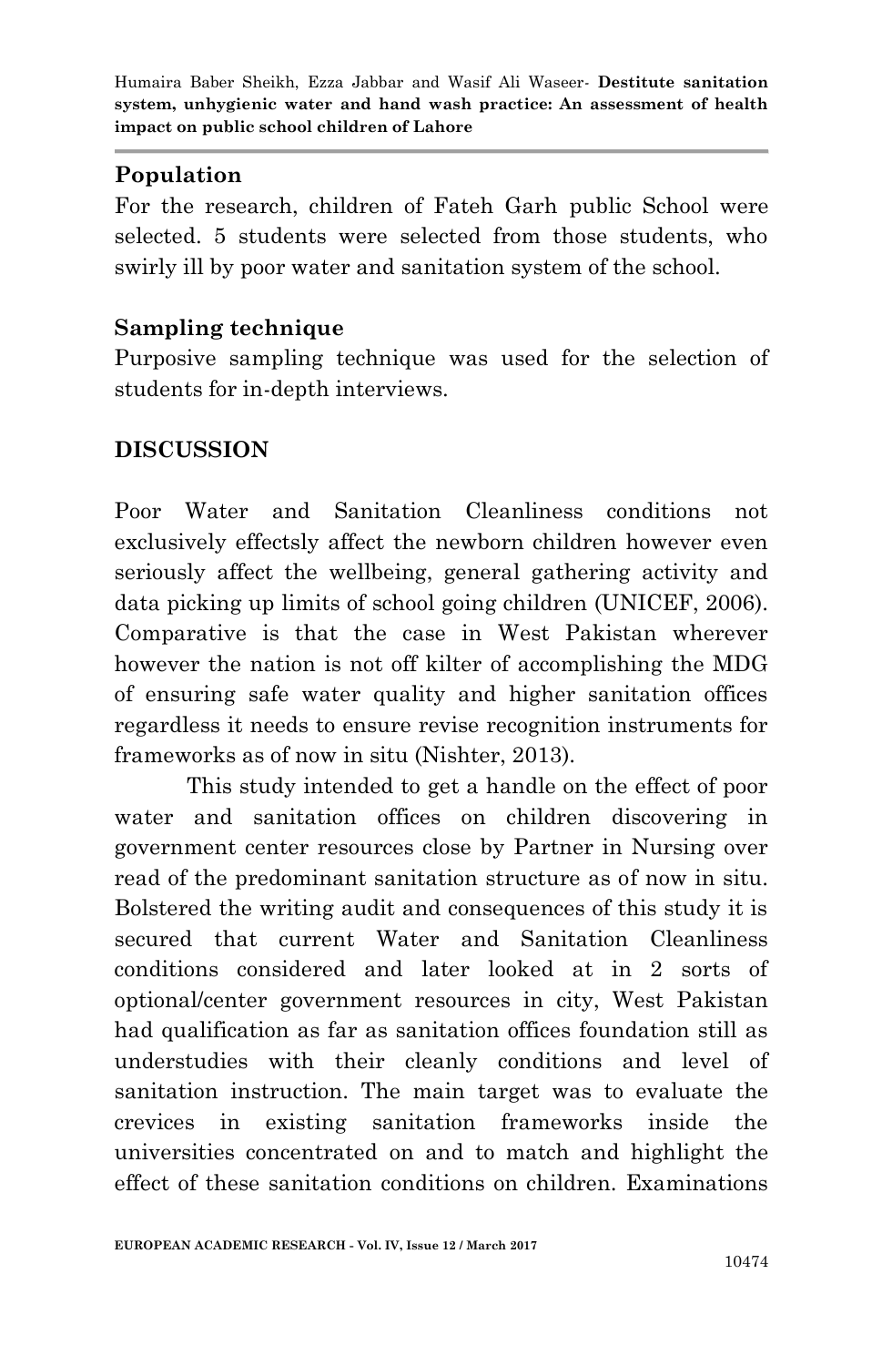## Population

For the research, children of Fateh Garh public School were selected. 5 students were selected from those students, who swirly ill by poor water and sanitation system of the school.

## Sampling technique

Purposive sampling technique was used for the selection of students for in-depth interviews.

# DISCUSSION

Poor Water and Sanitation Cleanliness conditions not exclusively effectsly affect the newborn children however even seriously affect the wellbeing, general gathering activity and data picking up limits of school going children (UNICEF, 2006). Comparative is that the case in West Pakistan wherever however the nation is not off kilter of accomplishing the MDG of ensuring safe water quality and higher sanitation offices regardless it needs to ensure revise recognition instruments for frameworks as of now in situ (Nishter, 2013).

This study intended to get a handle on the effect of poor water and sanitation offices on children discovering in government center resources close by Partner in Nursing over read of the predominant sanitation structure as of now in situ. Bolstered the writing audit and consequences of this study it is secured that current Water and Sanitation Cleanliness conditions considered and later looked at in 2 sorts of optional/center government resources in city, West Pakistan had qualification as far as sanitation offices foundation still as understudies with their cleanly conditions and level of sanitation instruction. The main target was to evaluate the crevices in existing sanitation frameworks inside the universities concentrated on and to match and highlight the effect of these sanitation conditions on children. Examinations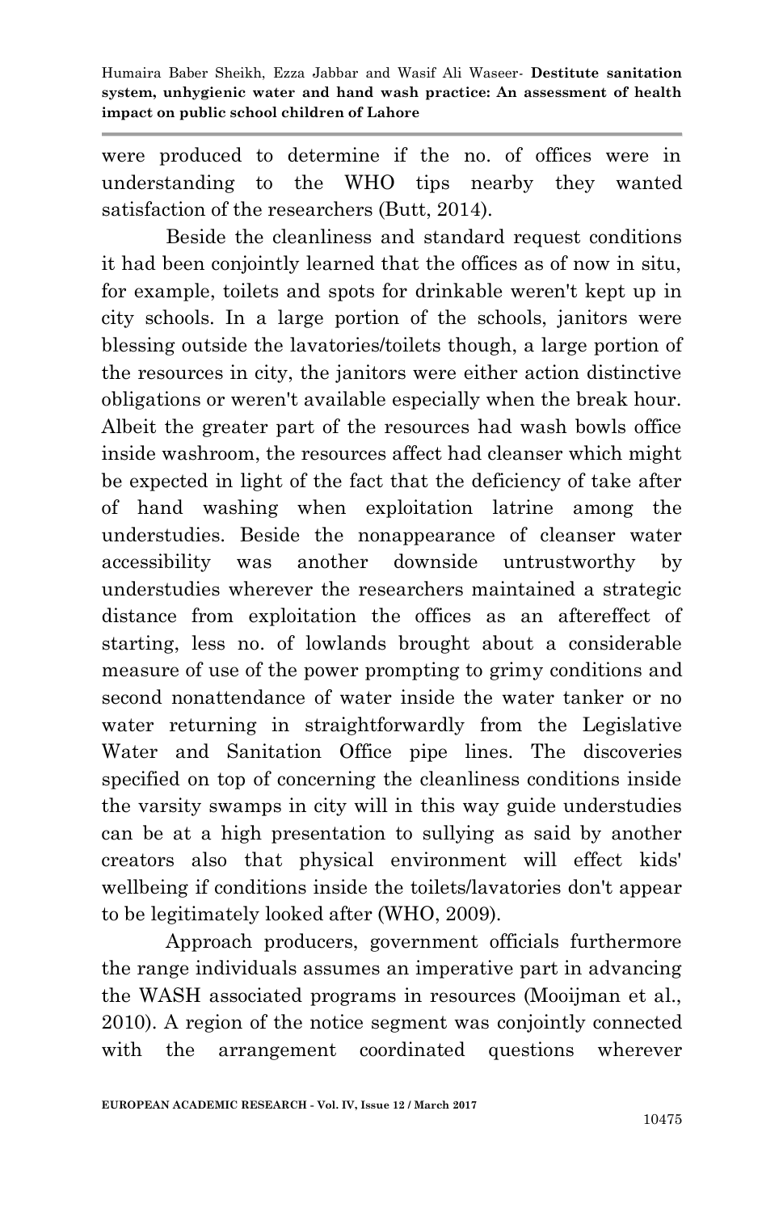were produced to determine if the no. of offices were in understanding to the WHO tips nearby they wanted satisfaction of the researchers (Butt, 2014).

Beside the cleanliness and standard request conditions it had been conjointly learned that the offices as of now in situ, for example, toilets and spots for drinkable weren't kept up in city schools. In a large portion of the schools, janitors were blessing outside the lavatories/toilets though, a large portion of the resources in city, the janitors were either action distinctive obligations or weren't available especially when the break hour. Albeit the greater part of the resources had wash bowls office inside washroom, the resources affect had cleanser which might be expected in light of the fact that the deficiency of take after of hand washing when exploitation latrine among the understudies. Beside the nonappearance of cleanser water accessibility was another downside untrustworthy by understudies wherever the researchers maintained a strategic distance from exploitation the offices as an aftereffect of starting, less no. of lowlands brought about a considerable measure of use of the power prompting to grimy conditions and second nonattendance of water inside the water tanker or no water returning in straightforwardly from the Legislative Water and Sanitation Office pipe lines. The discoveries specified on top of concerning the cleanliness conditions inside the varsity swamps in city will in this way guide understudies can be at a high presentation to sullying as said by another creators also that physical environment will effect kids' wellbeing if conditions inside the toilets/lavatories don't appear to be legitimately looked after (WHO, 2009).

Approach producers, government officials furthermore the range individuals assumes an imperative part in advancing the WASH associated programs in resources (Mooijman et al., 2010). A region of the notice segment was conjointly connected with the arrangement coordinated questions wherever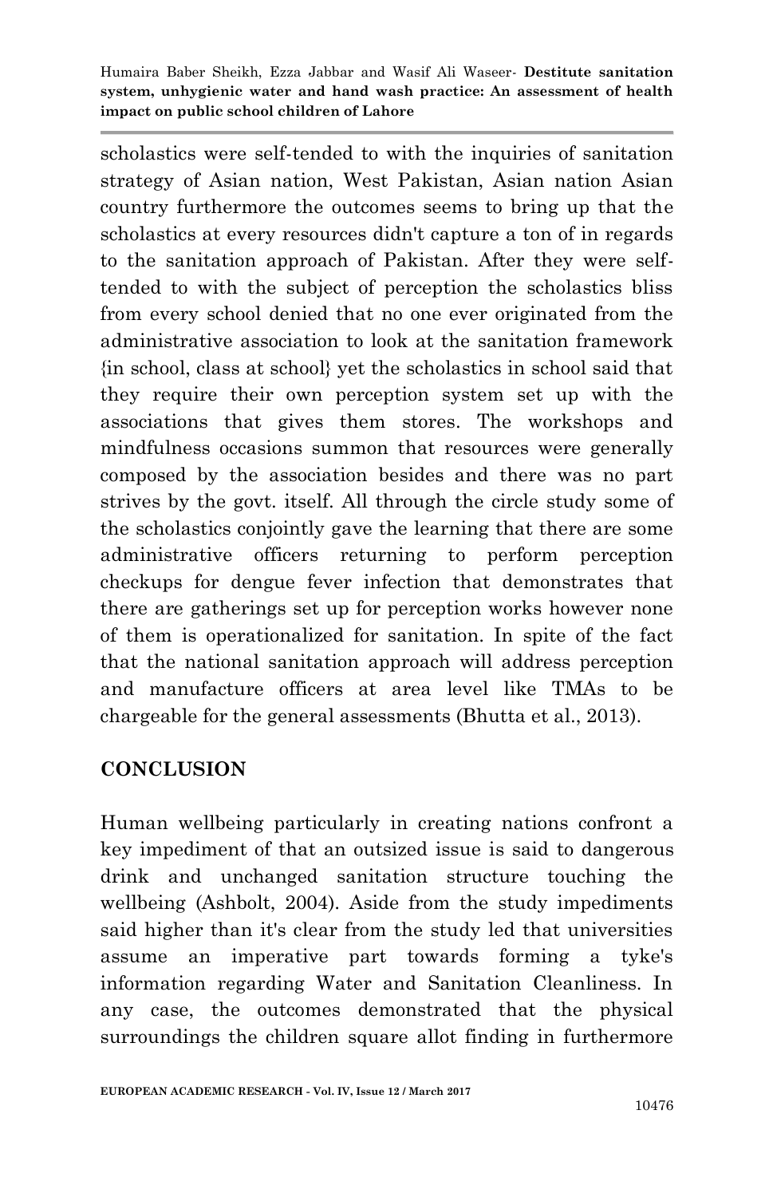scholastics were self-tended to with the inquiries of sanitation strategy of Asian nation, West Pakistan, Asian nation Asian country furthermore the outcomes seems to bring up that the scholastics at every resources didn't capture a ton of in regards to the sanitation approach of Pakistan. After they were self-tended to with the subject of perception the scholastics bliss from every school denied that no one ever originated from the administrative association to look at the sanitation framework {in school, class at school} yet the scholastics in school said that they require their own perception system set up with the associations that gives them stores. The workshops and mindfulness occasions summon that resources were generally composed by the association besides and there was no part strives by the govt. itself. All through the circle study some of the scholastics conjointly gave the learning that there are some administrative officers returning to perform perception checkups for dengue fever infection that demonstrates that there are gatherings set up for perception works however none of them is operationalized for sanitation. In spite of the fact that the national sanitation approach will address perception and manufacture officers at area level like TMAs to be chargeable for the general assessments (Bhutta et al., 2013).

## CONCLUSION

Human wellbeing particularly in creating nations confront a key impediment of that an outsized issue is said to dangerous drink and unchanged sanitation structure touching the wellbeing (Ashbolt, 2004). Aside from the study impediments said higher than it's clear from the study led that universities assume an imperative part towards forming a tyke's information regarding Water and Sanitation Cleanliness. In any case, the outcomes demonstrated that the physical surroundings the children square allot finding in furthermore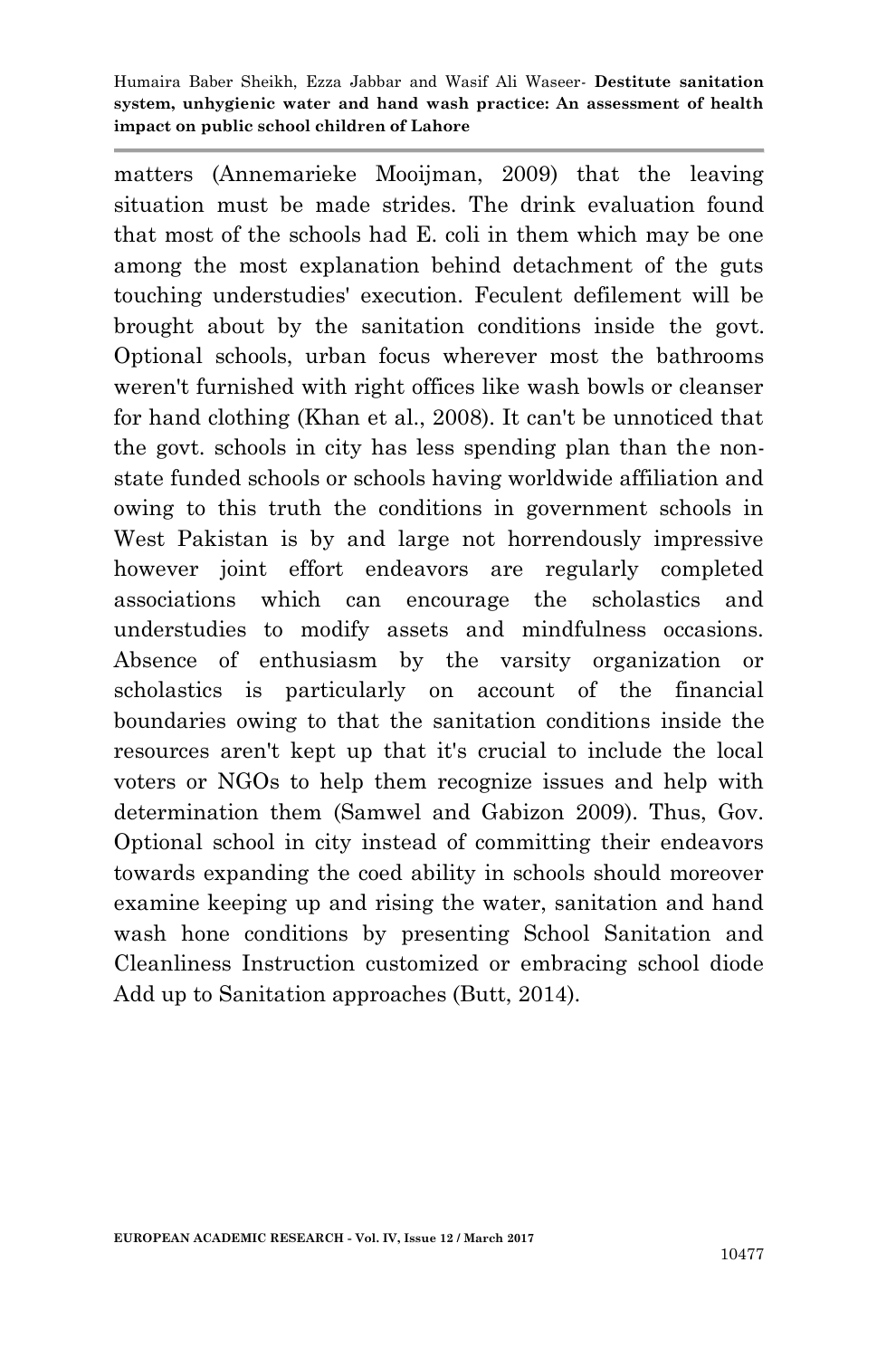matters (Annemarieke Mooijman, 2009) that the leaving situation must be made strides. The drink evaluation found that most of the schools had E. coli in them which may be one among the most explanation behind detachment of the guts touching understudies' execution. Feculent defilement will be brought about by the sanitation conditions inside the govt. Optional schools, urban focus wherever most the bathrooms weren't furnished with right offices like wash bowls or cleanser for hand clothing (Khan et al., 2008). It can't be unnoticed that the govt. schools in city has less spending plan than the non-state funded schools or schools having worldwide affiliation and owing to this truth the conditions in government schools in West Pakistan is by and large not horrendously impressive however joint effort endeavors are regularly completed associations which can encourage the scholastics and understudies to modify assets and mindfulness occasions. Absence of enthusiasm by the varsity organization or scholastics is particularly on account of the financial boundaries owing to that the sanitation conditions inside the resources aren't kept up that it's crucial to include the local voters or NGOs to help them recognize issues and help with determination them (Samwel and Gabizon 2009). Thus, Gov. Optional school in city instead of committing their endeavors towards expanding the coed ability in schools should moreover examine keeping up and rising the water, sanitation and hand wash hone conditions by presenting School Sanitation and Cleanliness Instruction customized or embracing school diode Add up to Sanitation approaches (Butt, 2014).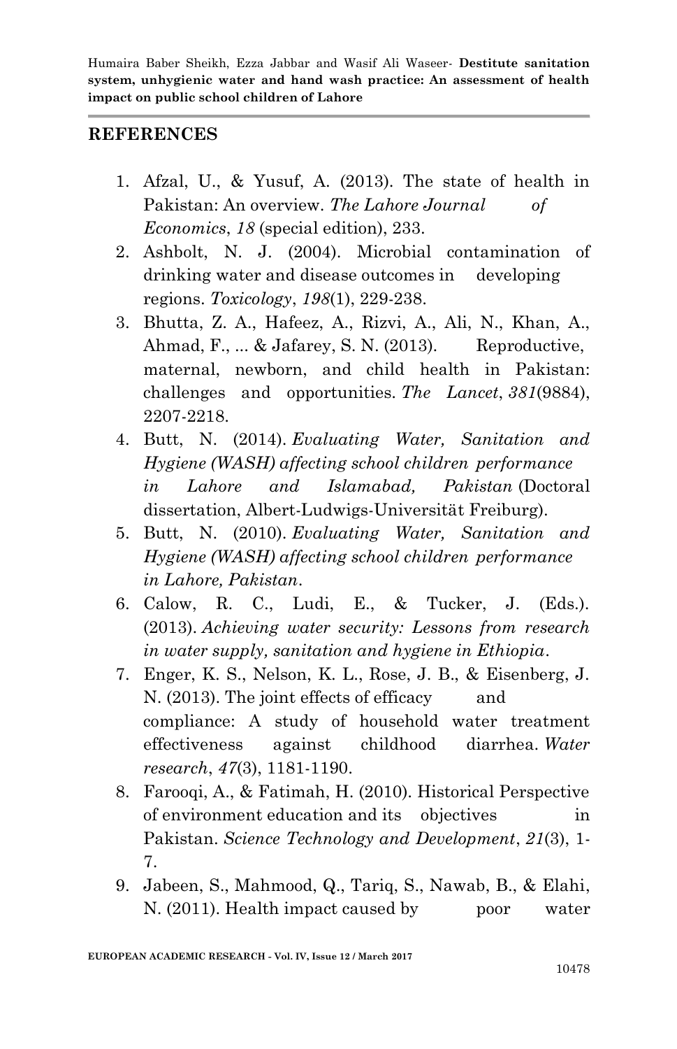## REFERENCES

1. Afzal, U., & Yusuf, A. (2013). The state of health in Pakistan: An overview. *The Lahore Journal of Economics*, *18* (special edition), 233.
2. Ashbolt, N. J. (2004). Microbial contamination of drinking water and disease outcomes in developing regions. *Toxicology*, *198*(1), 229-238.
3. Bhutta, Z. A., Hafeez, A., Rizvi, A., Ali, N., Khan, A., Ahmad, F., ... & Jafarey, S. N. (2013). Reproductive, maternal, newborn, and child health in Pakistan: challenges and opportunities. *The Lancet*, *381*(9884), 2207-2218.
4. Butt, N. (2014). *Evaluating Water, Sanitation and Hygiene (WASH) affecting school children performance in Lahore and Islamabad, Pakistan* (Doctoral dissertation, Albert-Ludwigs-Universität Freiburg).
5. Butt, N. (2010). *Evaluating Water, Sanitation and Hygiene (WASH) affecting school children performance in Lahore, Pakistan*.
6. Calow, R. C., Ludi, E., & Tucker, J. (Eds.). (2013). *Achieving water security: Lessons from research in water supply, sanitation and hygiene in Ethiopia*.
7. Enger, K. S., Nelson, K. L., Rose, J. B., & Eisenberg, J. N. (2013). The joint effects of efficacy and compliance: A study of household water treatment effectiveness against childhood diarrhea. *Water research*, *47*(3), 1181-1190.
8. Farooqi, A., & Fatimah, H. (2010). Historical Perspective of environment education and its objectives in Pakistan. *Science Technology and Development*, *21*(3), 1-7.
9. Jabeen, S., Mahmood, Q., Tariq, S., Nawab, B., & Elahi, N. (2011). Health impact caused by poor water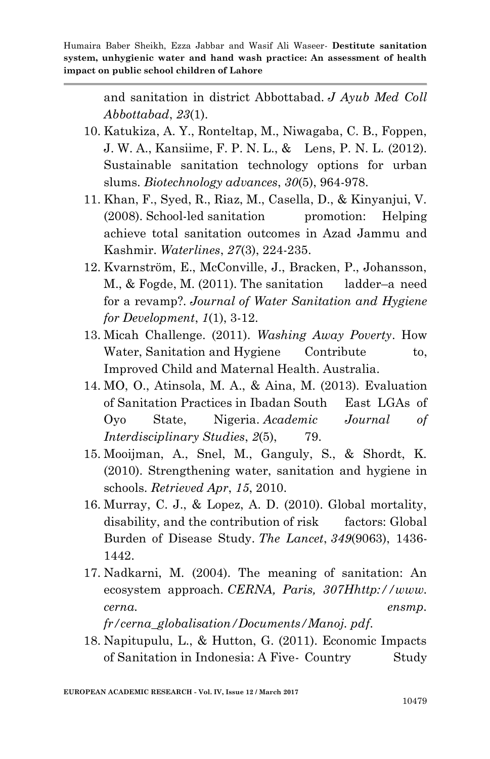and sanitation in district Abbottabad. *J Ayub Med Coll Abbottabad*, *23*(1).

10. Katukiza, A. Y., Ronteltap, M., Niwagaba, C. B., Foppen, J. W. A., Kansiime, F. P. N. L., & Lens, P. N. L. (2012). Sustainable sanitation technology options for urban slums. *Biotechnology advances*, *30*(5), 964-978.
11. Khan, F., Syed, R., Riaz, M., Casella, D., & Kinyanjui, V. (2008). School-led sanitation promotion: Helping achieve total sanitation outcomes in Azad Jammu and Kashmir. *Waterlines*, *27*(3), 224-235.
12. Kvarnström, E., McConville, J., Bracken, P., Johansson, M., & Fogde, M. (2011). The sanitation ladder–a need for a revamp?. *Journal of Water Sanitation and Hygiene for Development*, *1*(1), 3-12.
13. Micah Challenge. (2011). *Washing Away Poverty*. How Water, Sanitation and Hygiene Contribute to, Improved Child and Maternal Health. Australia.
14. MO, O., Atinsola, M. A., & Aina, M. (2013). Evaluation of Sanitation Practices in Ibadan South East LGAs of Oyo State, Nigeria. *Academic Journal of Interdisciplinary Studies*, *2*(5), 79.
15. Mooijman, A., Snel, M., Ganguly, S., & Shordt, K. (2010). Strengthening water, sanitation and hygiene in schools. *Retrieved Apr*, *15*, 2010.
16. Murray, C. J., & Lopez, A. D. (2010). Global mortality, disability, and the contribution of risk factors: Global Burden of Disease Study. *The Lancet*, *349*(9063), 1436-1442.
17. Nadkarni, M. (2004). The meaning of sanitation: An ecosystem approach. *CERNA, Paris, 307Hhttp://www. cerna. ensmp. fr/cerna_globalisation/Documents/Manoj. pdf*.
18. Napitupulu, L., & Hutton, G. (2011). Economic Impacts of Sanitation in Indonesia: A Five- Country Study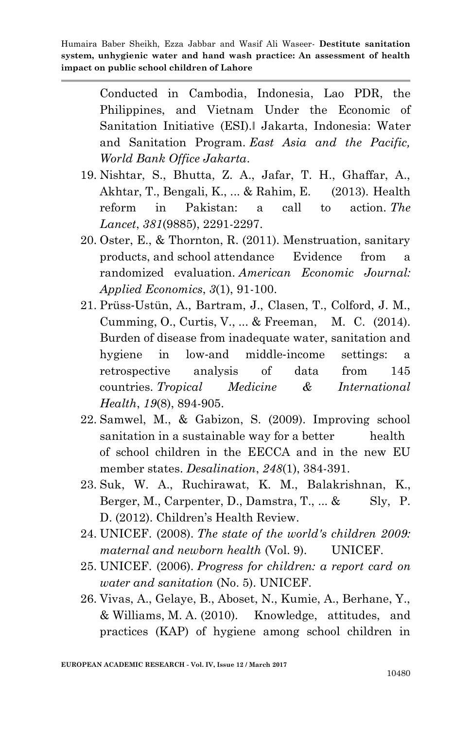Conducted in Cambodia, Indonesia, Lao PDR, the Philippines, and Vietnam Under the Economic of Sanitation Initiative (ESI).‖ Jakarta, Indonesia: Water and Sanitation Program. *East Asia and the Pacific, World Bank Office Jakarta*.

19. Nishtar, S., Bhutta, Z. A., Jafar, T. H., Ghaffar, A., Akhtar, T., Bengali, K., ... & Rahim, E. (2013). Health reform in Pakistan: a call to action. *The Lancet*, *381*(9885), 2291-2297.
20. Oster, E., & Thornton, R. (2011). Menstruation, sanitary products, and school attendance Evidence from a randomized evaluation. *American Economic Journal: Applied Economics*, *3*(1), 91-100.
21. Prüss-Ustün, A., Bartram, J., Clasen, T., Colford, J. M., Cumming, O., Curtis, V., ... & Freeman, M. C. (2014). Burden of disease from inadequate water, sanitation and hygiene in low-and middle-income settings: a retrospective analysis of data from 145 countries. *Tropical Medicine & International Health*, *19*(8), 894-905.
22. Samwel, M., & Gabizon, S. (2009). Improving school sanitation in a sustainable way for a better health of school children in the EECCA and in the new EU member states. *Desalination*, *248*(1), 384-391.
23. Suk, W. A., Ruchirawat, K. M., Balakrishnan, K., Berger, M., Carpenter, D., Damstra, T., ... & Sly, P. D. (2012). Children's Health Review.
24. UNICEF. (2008). *The state of the world's children 2009: maternal and newborn health* (Vol. 9). UNICEF.
25. UNICEF. (2006). *Progress for children: a report card on water and sanitation* (No. 5). UNICEF.
26. Vivas, A., Gelaye, B., Aboset, N., Kumie, A., Berhane, Y., & Williams, M. A. (2010). Knowledge, attitudes, and practices (KAP) of hygiene among school children in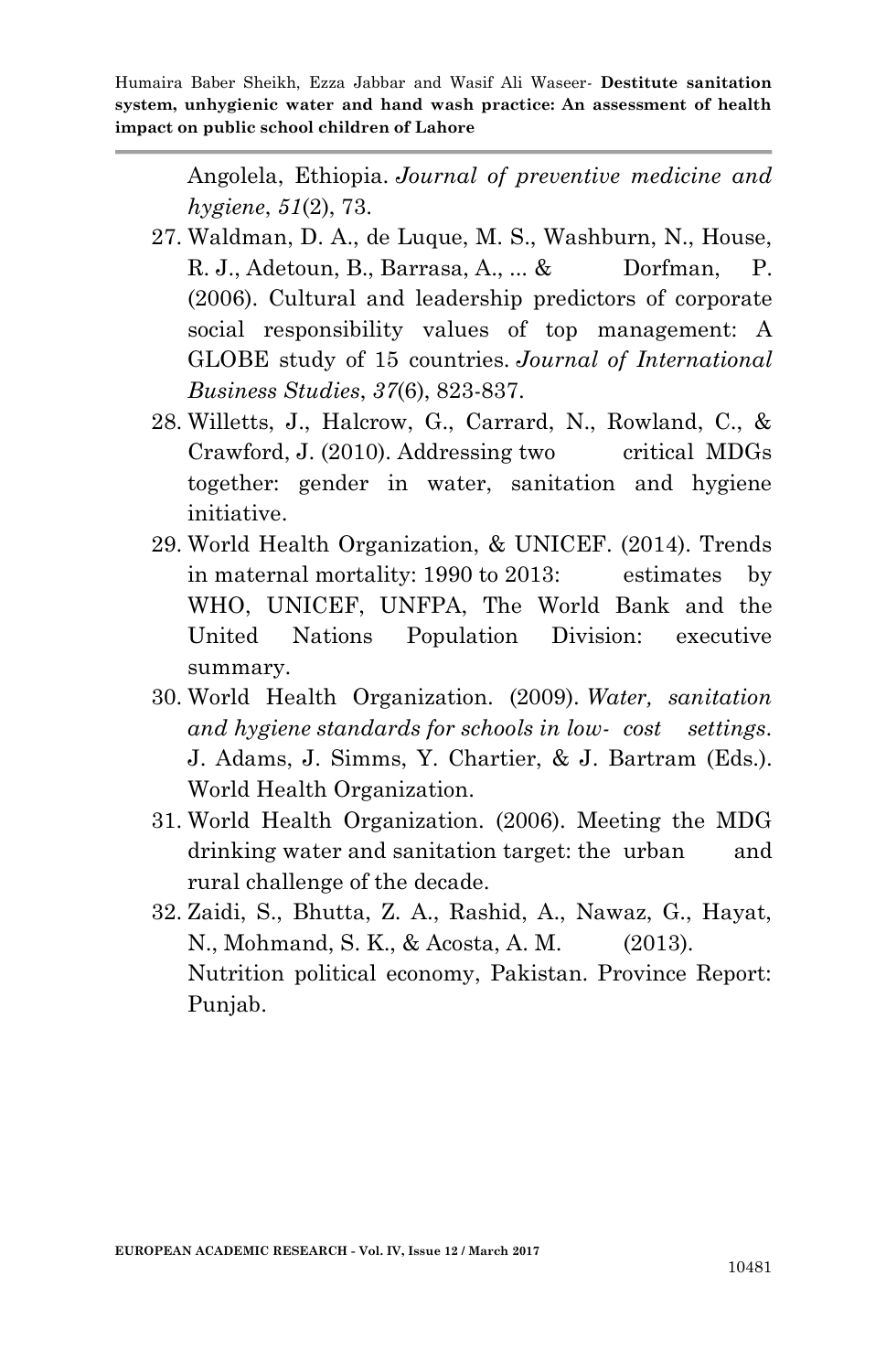Angolela, Ethiopia. *Journal of preventive medicine and hygiene*, *51*(2), 73.

27. Waldman, D. A., de Luque, M. S., Washburn, N., House, R. J., Adetoun, B., Barrasa, A., ... & Dorfman, P. (2006). Cultural and leadership predictors of corporate social responsibility values of top management: A GLOBE study of 15 countries. *Journal of International Business Studies*, *37*(6), 823-837.
28. Willetts, J., Halcrow, G., Carrard, N., Rowland, C., & Crawford, J. (2010). Addressing two critical MDGs together: gender in water, sanitation and hygiene initiative.
29. World Health Organization, & UNICEF. (2014). Trends in maternal mortality: 1990 to 2013: estimates by WHO, UNICEF, UNFPA, The World Bank and the United Nations Population Division: executive summary.
30. World Health Organization. (2009). *Water, sanitation and hygiene standards for schools in low- cost settings*. J. Adams, J. Simms, Y. Chartier, & J. Bartram (Eds.). World Health Organization.
31. World Health Organization. (2006). Meeting the MDG drinking water and sanitation target: the urban and rural challenge of the decade.
32. Zaidi, S., Bhutta, Z. A., Rashid, A., Nawaz, G., Hayat, N., Mohmand, S. K., & Acosta, A. M. (2013). Nutrition political economy, Pakistan. Province Report: Punjab.